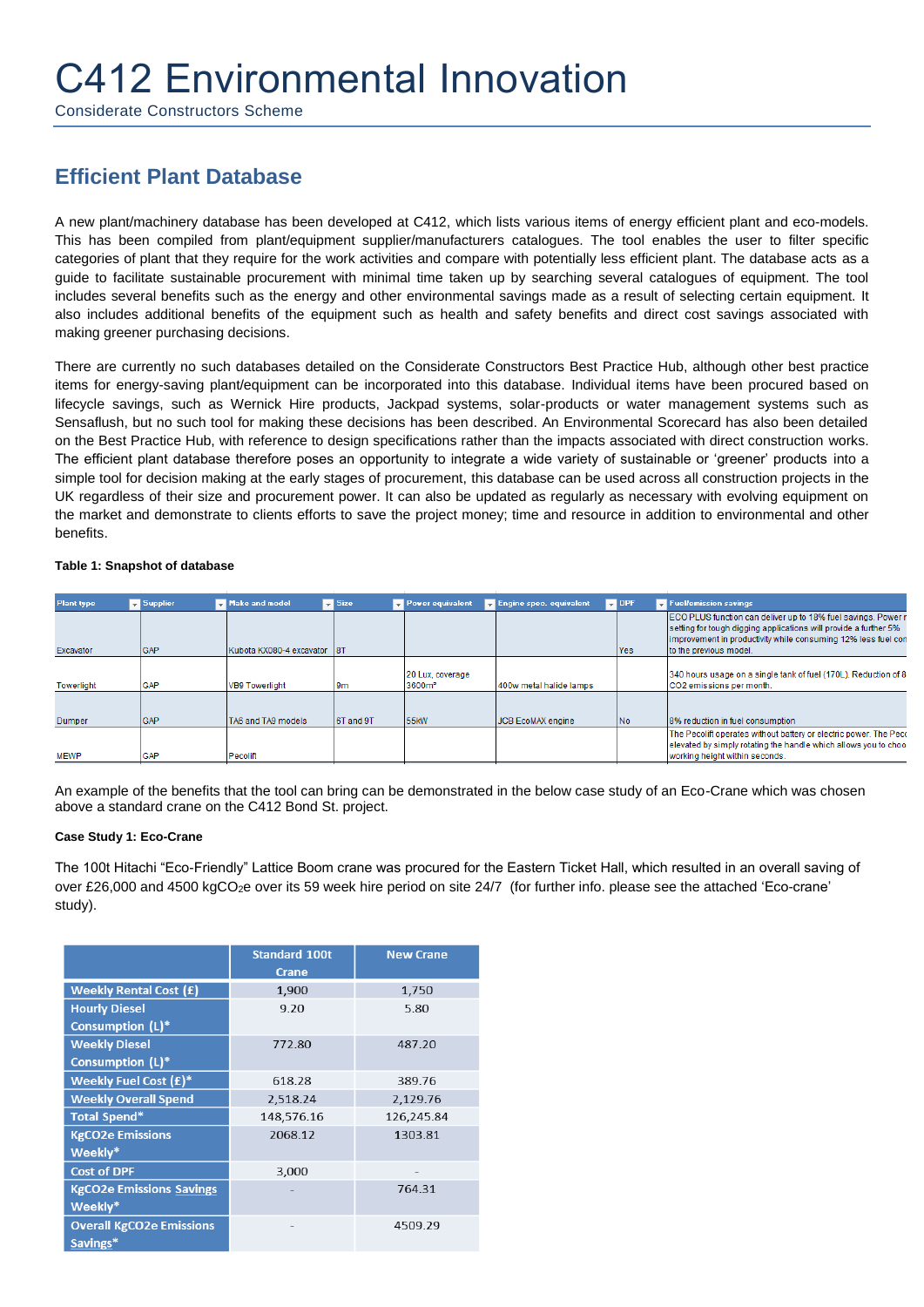# C412 Environmental Innovation

Considerate Constructors Scheme

## Efficient Plant Database

A new plant/machinery database has been developed at C412, which lists various items of energy efficient plant and eco-models. This has been compiled from plant/equipment supplier/manufacturers catalogues. The tool enables the user to filter specific categories of plant that they require for the work activities and compare with potentially less efficient plant. The database acts as a guide to facilitate sustainable procurement with minimal time taken up by searching several catalogues of equipment. The tool includes several benefits such as the energy and other environmental savings made as a result of selecting certain equipment. It also includes additional benefits of the equipment such as health and safety benefits and direct cost savings associated with making greener purchasing decisions.

There are currently no such databases detailed on the Considerate Constructors Best Practice Hub, although other best practice items for energy-saving plant/equipment can be incorporated into this database. Individual items have been procured based on lifecycle savings, such as Wernick Hire products, Jackpad systems, solar-products or water management systems such as Sensaflush, but no such tool for making these decisions has been described. An Environmental Scorecard has also been detailed on the Best Practice Hub, with reference to design specifications rather than the impacts associated with direct construction works. The efficient plant database therefore poses an opportunity to integrate a wide variety of sustainable or 'greener' products into a simple tool for decision making at the early stages of procurement, this database can be used across all construction projects in the UK regardless of their size and procurement power. It can also be updated as regularly as necessary with evolving equipment on the market and demonstrate to clients efforts to save the project money; time and resource in addition to environmental and other benefits.

**Table 1: Snapshot of database**

| Plant type | Supplier | Make and model | Size | Power equivalent | Engine spec. equivalent | DPF | Fuel/emission savings |
|---|---|---|---|---|---|---|---|
| Excavator | GAP | Kubota KX080-4 excavator | 8T | | | Yes | ECO PLUS function can deliver up to 18% fuel savings. Power r setting for tough digging applications will provide a further 5% improvement in productivity while consuming 12% less fuel con to the previous model. |
| Towerlight | GAP | VB9 Towerlight | 9m | 20 Lux, coverage 3600m² | 400w metal halide lamps | | 340 hours usage on a single tank of fuel (170L). Reduction of 8 CO2 emissions per month. |
| Dumper | GAP | TA6 and TA9 models | 6T and 9T | 55kW | JCB EcoMAX engine | No | 8% reduction in fuel consumption |
| MEWP | GAP | Pecolift | | | | | The Pecolift operates without battery or electric power. The Peco elevated by simply rotating the handle which allows you to choo working height within seconds. |

An example of the benefits that the tool can bring can be demonstrated in the below case study of an Eco-Crane which was chosen above a standard crane on the C412 Bond St. project.

**Case Study 1: Eco-Crane**

The 100t Hitachi "Eco-Friendly" Lattice Boom crane was procured for the Eastern Ticket Hall, which resulted in an overall saving of over £26,000 and 4500 kg$CO_2$e over its 59 week hire period on site 24/7 (for further info. please see the attached 'Eco-crane' study).

| | Standard 100t Crane | New Crane |
|---|---|---|
| Weekly Rental Cost (£) | 1,900 | 1,750 |
| Hourly Diesel Consumption (L)* | 9.20 | 5.80 |
| Weekly Diesel Consumption (L)* | 772.80 | 487.20 |
| Weekly Fuel Cost (£)* | 618.28 | 389.76 |
| Weekly Overall Spend | 2,518.24 | 2,129.76 |
| Total Spend* | 148,576.16 | 126,245.84 |
| KgCO2e Emissions Weekly* | 2068.12 | 1303.81 |
| Cost of DPF | 3,000 | - |
| KgCO2e Emissions Savings Weekly* | - | 764.31 |
| Overall KgCO2e Emissions Savings* | - | 4509.29 |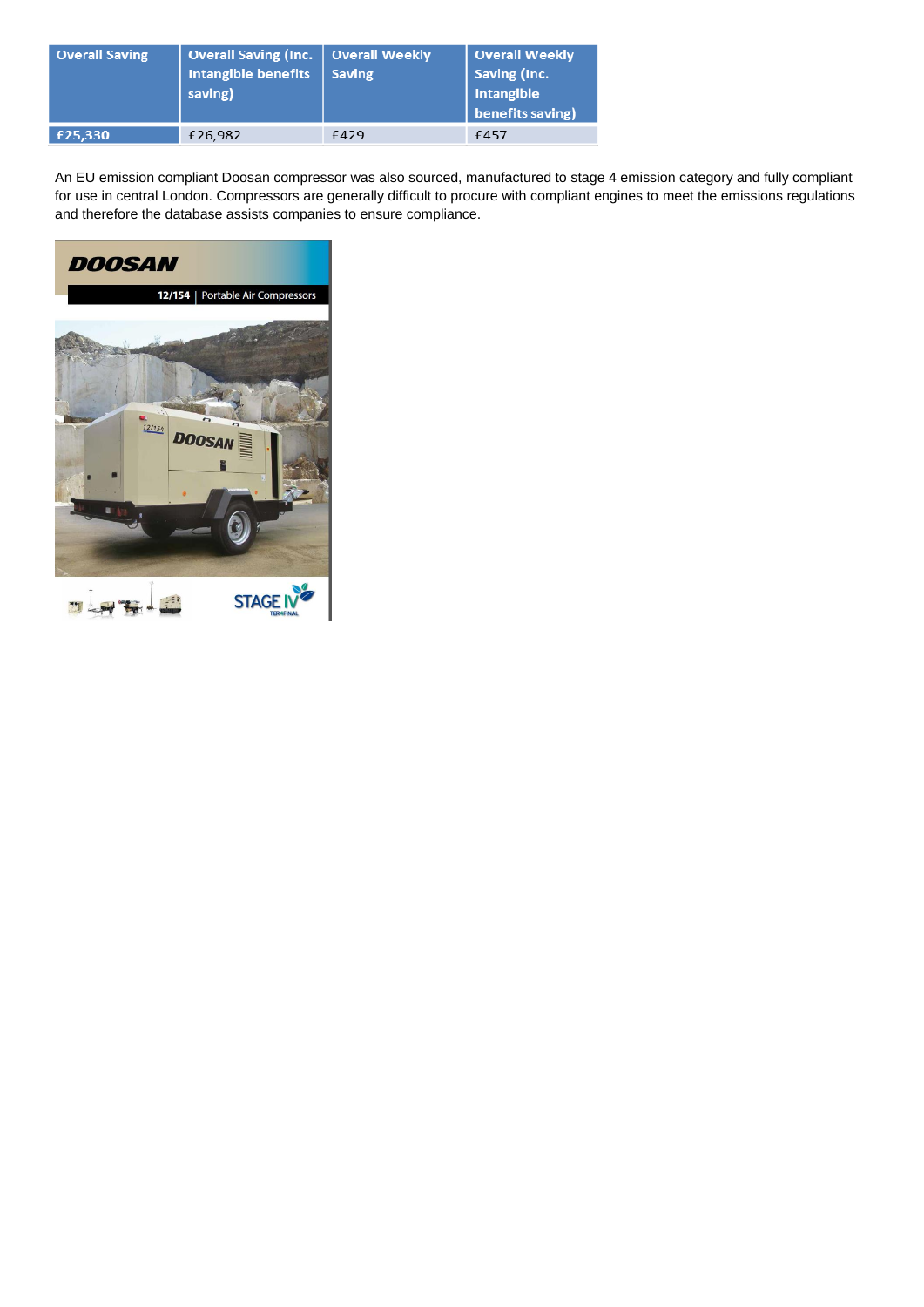| Overall Saving | Overall Saving (Inc. Intangible benefits saving) | Overall Weekly Saving | Overall Weekly Saving (Inc. Intangible benefits saving) |
|---|---|---|---|
| £25,330 | £26,982 | £429 | £457 |

An EU emission compliant Doosan compressor was also sourced, manufactured to stage 4 emission category and fully compliant for use in central London. Compressors are generally difficult to procure with compliant engines to meet the emissions regulations and therefore the database assists companies to ensure compliance.